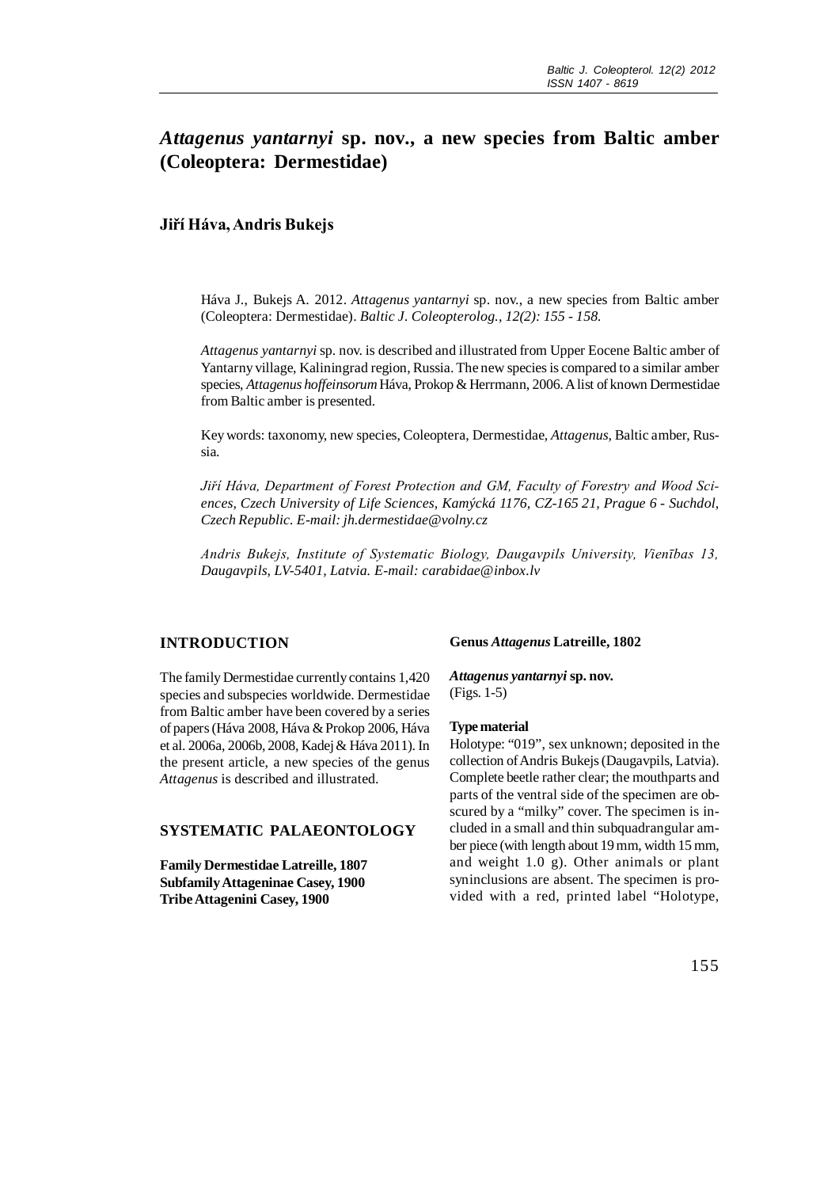# *Attagenus yantarnyi* sp. nov., a new species from Baltic amber (Coleoptera: Dermestidae)

**Jiří Háva, Andris Bukejs**

Háva J., Bukejs A. 2012. *Attagenus yantarnyi* sp. nov., a new species from Baltic amber (Coleoptera: Dermestidae). *Baltic J. Coleopterolog., 12(2): 155 - 158.*

*Attagenus yantarnyi* sp. nov. is described and illustrated from Upper Eocene Baltic amber of Yantarny village, Kaliningrad region, Russia. The new species is compared to a similar amber species, *Attagenus hoffeinsorum* Háva, Prokop & Herrmann, 2006. A list of known Dermestidae from Baltic amber is presented.

Key words: taxonomy, new species, Coleoptera, Dermestidae, *Attagenus*, Baltic amber, Russia.

*Jiří Háva, Department of Forest Protection and GM, Faculty of Forestry and Wood Sciences, Czech University of Life Sciences, Kamýcká 1176, CZ-165 21, Prague 6 - Suchdol, Czech Republic. E-mail: jh.dermestidae@volny.cz*

*Andris Bukejs, Institute of Systematic Biology, Daugavpils University, Vienības 13, Daugavpils, LV-5401, Latvia. E-mail: carabidae@inbox.lv*

## INTRODUCTION

The family Dermestidae currently contains 1,420 species and subspecies worldwide. Dermestidae from Baltic amber have been covered by a series of papers (Háva 2008, Háva & Prokop 2006, Háva et al. 2006a, 2006b, 2008, Kadej & Háva 2011). In the present article, a new species of the genus *Attagenus* is described and illustrated.

## SYSTEMATIC PALAEONTOLOGY

**Family Dermestidae Latreille, 1807**
**Subfamily Attageninae Casey, 1900**
**Tribe Attagenini Casey, 1900**

**Genus *Attagenus* Latreille, 1802**

***Attagenus yantarnyi* sp. nov.**
(Figs. 1-5)

### Type material

Holotype: "019", sex unknown; deposited in the collection of Andris Bukejs (Daugavpils, Latvia). Complete beetle rather clear; the mouthparts and parts of the ventral side of the specimen are obscured by a "milky" cover. The specimen is included in a small and thin subquadrangular amber piece (with length about 19 mm, width 15 mm, and weight 1.0 g). Other animals or plant syninclusions are absent. The specimen is provided with a red, printed label "Holotype,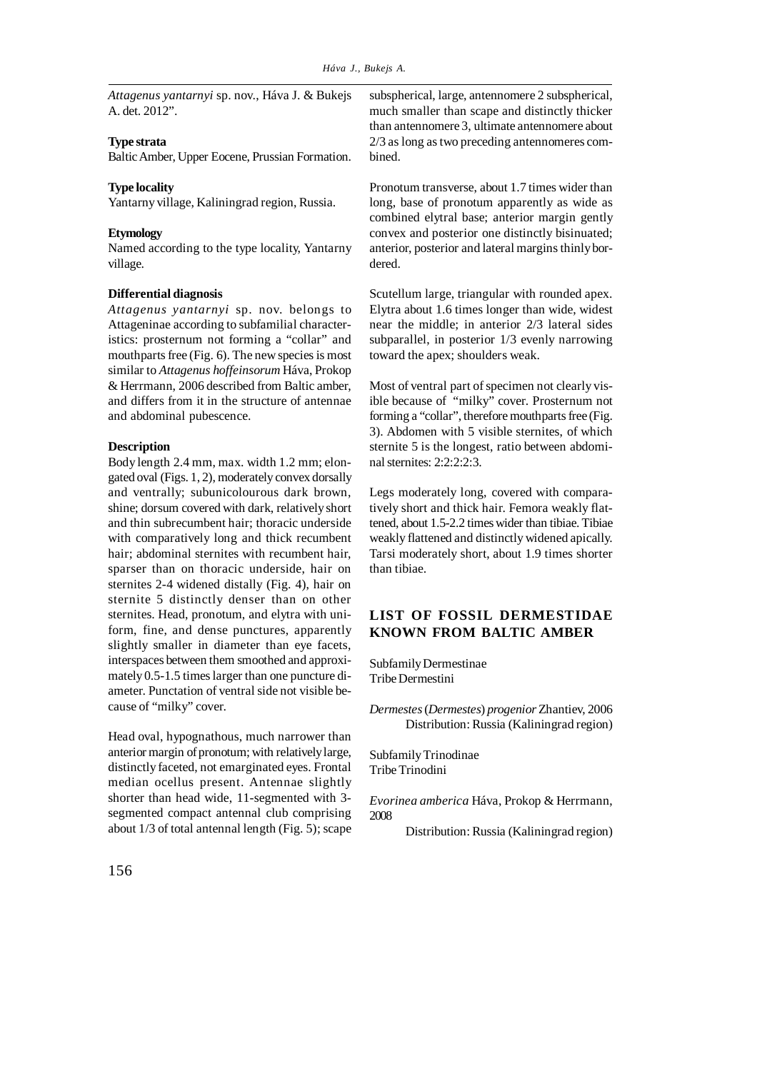*Attagenus yantarnyi* sp. nov., Háva J. & Bukejs A. det. 2012".

**Type strata**

Baltic Amber, Upper Eocene, Prussian Formation.

**Type locality**

Yantarny village, Kaliningrad region, Russia.

**Etymology**

Named according to the type locality, Yantarny village.

**Differential diagnosis**

*Attagenus yantarnyi* sp. nov. belongs to Attageninae according to subfamilial characteristics: prosternum not forming a "collar" and mouthparts free (Fig. 6). The new species is most similar to *Attagenus hoffeinsorum* Háva, Prokop & Herrmann, 2006 described from Baltic amber, and differs from it in the structure of antennae and abdominal pubescence.

**Description**

Body length 2.4 mm, max. width 1.2 mm; elongated oval (Figs. 1, 2), moderately convex dorsally and ventrally; subunicolourous dark brown, shine; dorsum covered with dark, relatively short and thin subrecumbent hair; thoracic underside with comparatively long and thick recumbent hair; abdominal sternites with recumbent hair, sparser than on thoracic underside, hair on sternites 2-4 widened distally (Fig. 4), hair on sternite 5 distinctly denser than on other sternites. Head, pronotum, and elytra with uniform, fine, and dense punctures, apparently slightly smaller in diameter than eye facets, interspaces between them smoothed and approximately 0.5-1.5 times larger than one puncture diameter. Punctation of ventral side not visible because of "milky" cover.

Head oval, hypognathous, much narrower than anterior margin of pronotum; with relatively large, distinctly faceted, not emarginated eyes. Frontal median ocellus present. Antennae slightly shorter than head wide, 11-segmented with 3-segmented compact antennal club comprising about 1/3 of total antennal length (Fig. 5); scape subspherical, large, antennomere 2 subspherical, much smaller than scape and distinctly thicker than antennomere 3, ultimate antennomere about 2/3 as long as two preceding antennomeres combined.

Pronotum transverse, about 1.7 times wider than long, base of pronotum apparently as wide as combined elytral base; anterior margin gently convex and posterior one distinctly bisinuated; anterior, posterior and lateral margins thinly bordered.

Scutellum large, triangular with rounded apex. Elytra about 1.6 times longer than wide, widest near the middle; in anterior 2/3 lateral sides subparallel, in posterior 1/3 evenly narrowing toward the apex; shoulders weak.

Most of ventral part of specimen not clearly visible because of "milky" cover. Prosternum not forming a "collar", therefore mouthparts free (Fig. 3). Abdomen with 5 visible sternites, of which sternite 5 is the longest, ratio between abdominal sternites: 2:2:2:2:3.

Legs moderately long, covered with comparatively short and thick hair. Femora weakly flattened, about 1.5-2.2 times wider than tibiae. Tibiae weakly flattened and distinctly widened apically. Tarsi moderately short, about 1.9 times shorter than tibiae.

## LIST OF FOSSIL DERMESTIDAE KNOWN FROM BALTIC AMBER

Subfamily Dermestinae
Tribe Dermestini

*Dermestes* (*Dermestes*) *progenior* Zhantiev, 2006
Distribution: Russia (Kaliningrad region)

Subfamily Trinodinae
Tribe Trinodini

*Evorinea amberica* Háva, Prokop & Herrmann, 2008
Distribution: Russia (Kaliningrad region)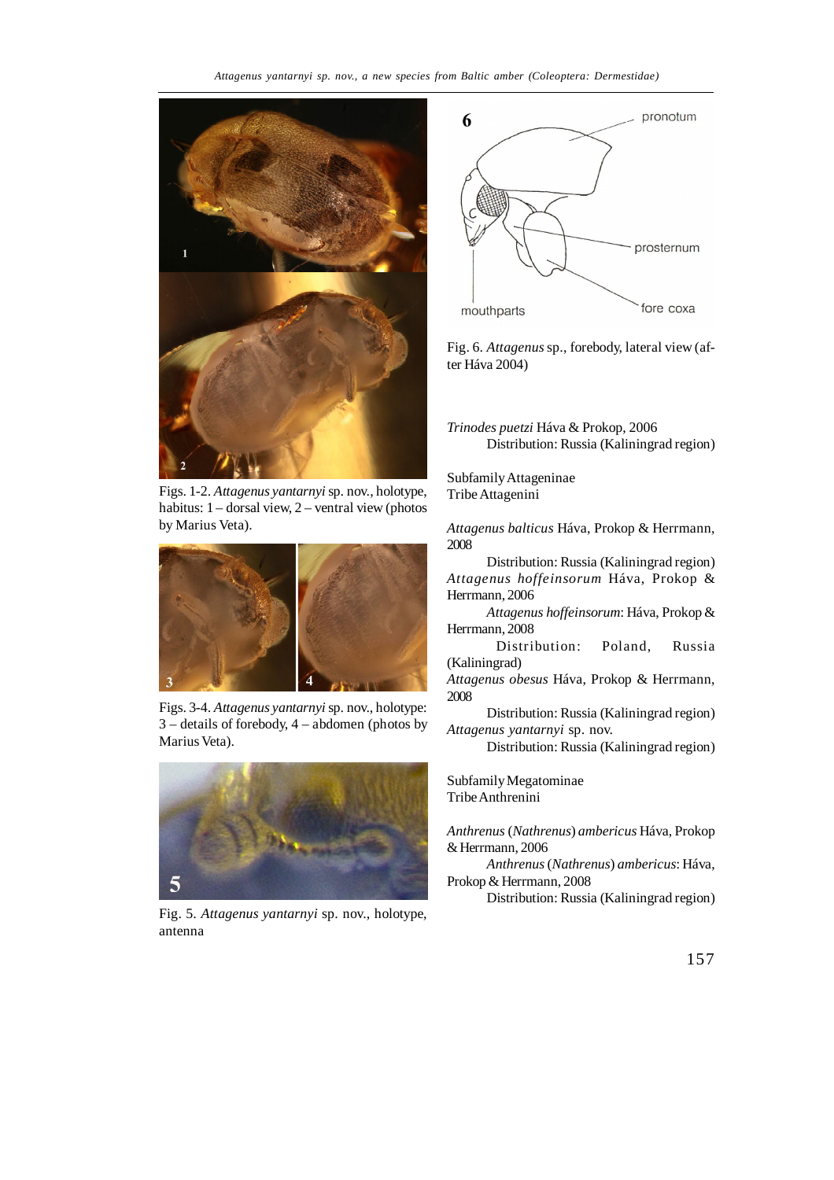Figs. 1-2. *Attagenus yantarnyi* sp. nov., holotype, habitus: 1 – dorsal view, 2 – ventral view (photos by Marius Veta).

Figs. 3-4. *Attagenus yantarnyi* sp. nov., holotype: 3 – details of forebody, 4 – abdomen (photos by Marius Veta).

Fig. 5. *Attagenus yantarnyi* sp. nov., holotype, antenna

Fig. 6. *Attagenus* sp., forebody, lateral view (after Háva 2004)

*Trinodes puetzi* Háva & Prokop, 2006
Distribution: Russia (Kaliningrad region)

Subfamily Attageninae
Tribe Attagenini

*Attagenus balticus* Háva, Prokop & Herrmann, 2008
Distribution: Russia (Kaliningrad region)

*Attagenus hoffeinsorum* Háva, Prokop & Herrmann, 2006
*Attagenus hoffeinsorum*: Háva, Prokop & Herrmann, 2008
Distribution: Poland, Russia (Kaliningrad)

*Attagenus obesus* Háva, Prokop & Herrmann, 2008
Distribution: Russia (Kaliningrad region)

*Attagenus yantarnyi* sp. nov.
Distribution: Russia (Kaliningrad region)

Subfamily Megatominae
Tribe Anthrenini

*Anthrenus* (*Nathrenus*) *ambericus* Háva, Prokop & Herrmann, 2006
*Anthrenus* (*Nathrenus*) *ambericus*: Háva, Prokop & Herrmann, 2008
Distribution: Russia (Kaliningrad region)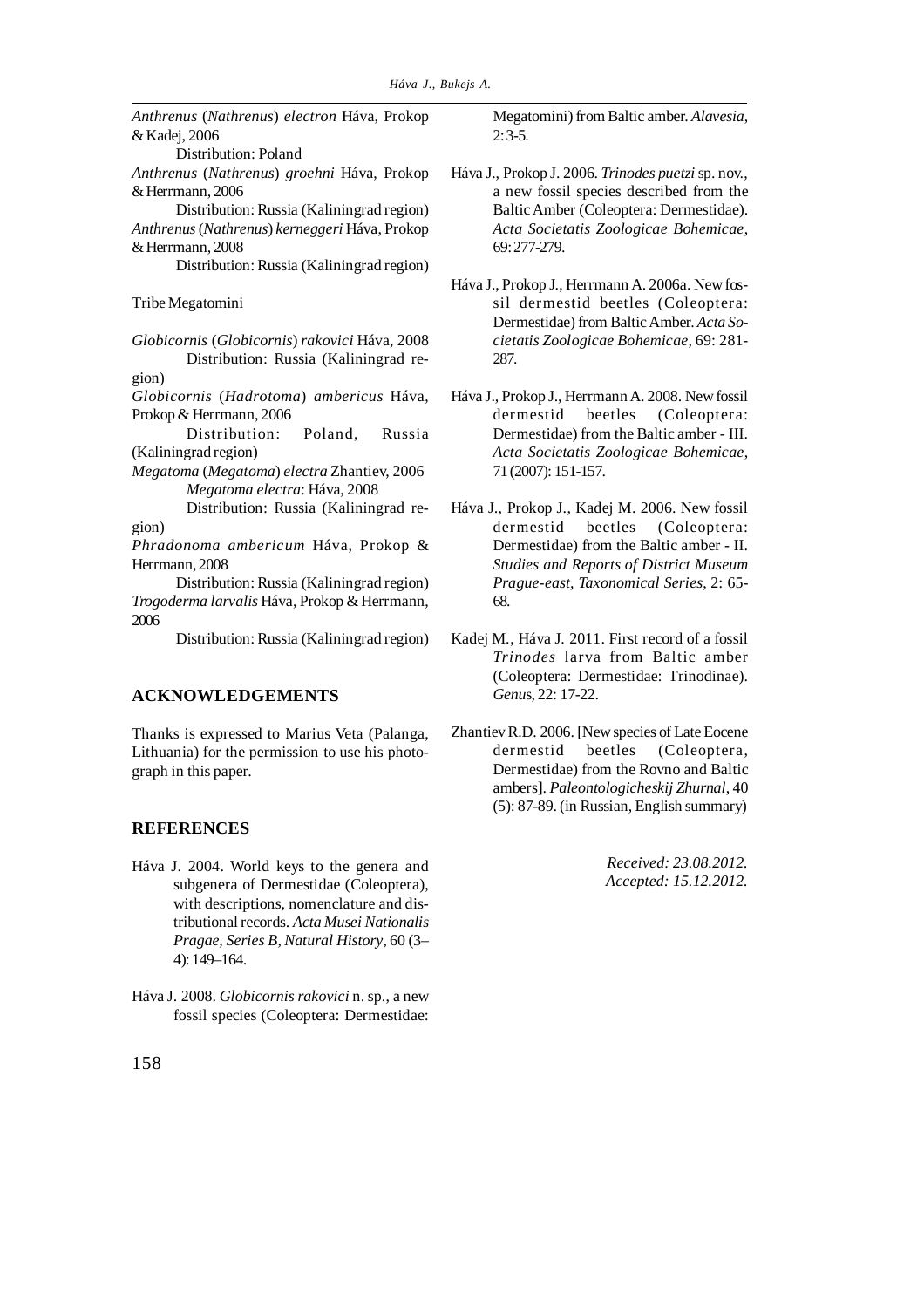*Anthrenus* (*Nathrenus*) *electron* Háva, Prokop & Kadej, 2006

Distribution: Poland

*Anthrenus* (*Nathrenus*) *groehni* Háva, Prokop & Herrmann, 2006

Distribution: Russia (Kaliningrad region)

*Anthrenus* (*Nathrenus*) *kerneggeri* Háva, Prokop & Herrmann, 2008

Distribution: Russia (Kaliningrad region)

Tribe Megatomini

*Globicornis* (*Globicornis*) *rakovici* Háva, 2008

Distribution: Russia (Kaliningrad region)

*Globicornis* (*Hadrotoma*) *ambericus* Háva, Prokop & Herrmann, 2006

Distribution: Poland, Russia (Kaliningrad region)

*Megatoma* (*Megatoma*) *electra* Zhantiev, 2006

*Megatoma electra*: Háva, 2008

Distribution: Russia (Kaliningrad region)

*Phradonoma ambericum* Háva, Prokop & Herrmann, 2008

Distribution: Russia (Kaliningrad region)

*Trogoderma larvalis* Háva, Prokop & Herrmann, 2006

Distribution: Russia (Kaliningrad region)

## ACKNOWLEDGEMENTS

Thanks is expressed to Marius Veta (Palanga, Lithuania) for the permission to use his photograph in this paper.

## REFERENCES

Háva J. 2004. World keys to the genera and subgenera of Dermestidae (Coleoptera), with descriptions, nomenclature and distributional records. *Acta Musei Nationalis Pragae, Series B, Natural History*, 60 (3–4): 149–164.

Háva J. 2008. *Globicornis rakovici* n. sp., a new fossil species (Coleoptera: Dermestidae: Megatomini) from Baltic amber. *Alavesia*, 2: 3-5.

Háva J., Prokop J. 2006. *Trinodes puetzi* sp. nov., a new fossil species described from the Baltic Amber (Coleoptera: Dermestidae). *Acta Societatis Zoologicae Bohemicae*, 69: 277-279.

Háva J., Prokop J., Herrmann A. 2006a. New fossil dermestid beetles (Coleoptera: Dermestidae) from Baltic Amber. *Acta Societatis Zoologicae Bohemicae*, 69: 281-287.

Háva J., Prokop J., Herrmann A. 2008. New fossil dermestid beetles (Coleoptera: Dermestidae) from the Baltic amber - III. *Acta Societatis Zoologicae Bohemicae*, 71 (2007): 151-157.

Háva J., Prokop J., Kadej M. 2006. New fossil dermestid beetles (Coleoptera: Dermestidae) from the Baltic amber - II. *Studies and Reports of District Museum Prague-east, Taxonomical Series*, 2: 65-68.

Kadej M., Háva J. 2011. First record of a fossil *Trinodes* larva from Baltic amber (Coleoptera: Dermestidae: Trinodinae). *Genus*, 22: 17-22.

Zhantiev R.D. 2006. [New species of Late Eocene dermestid beetles (Coleoptera, Dermestidae) from the Rovno and Baltic ambers]. *Paleontologicheskij Zhurnal*, 40 (5): 87-89. (in Russian, English summary)

*Received: 23.08.2012.*
*Accepted: 15.12.2012.*